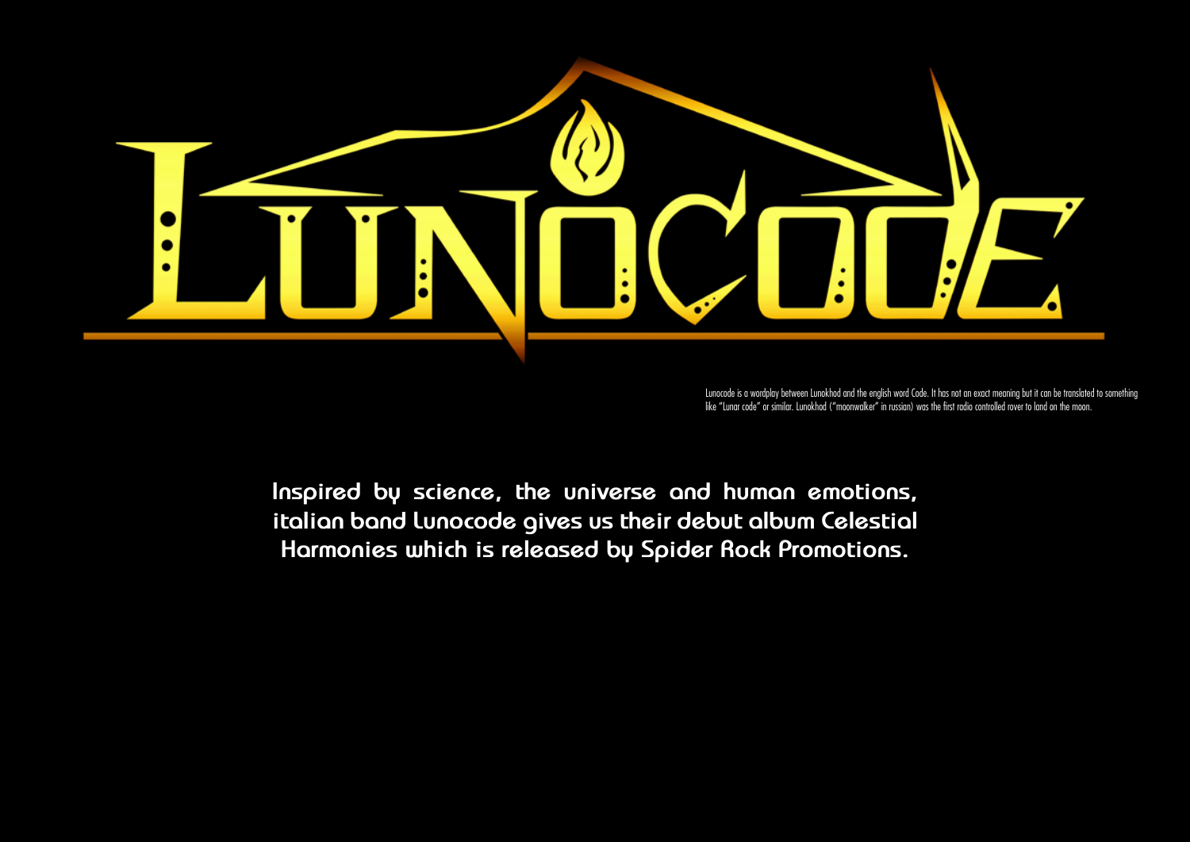# LUNOCODE

Lunocode is a wordplay between Lunokhod and the english word Code. It has not an exact meaning but it can be translated to something like "Lunar code" or similar. Lunokhod ("moonwalker" in russian) was the first radio controlled rover to land on the moon.

Inspired by science, the universe and human emotions, italian band Lunocode gives us their debut album Celestial Harmonies which is released by Spider Rock Promotions.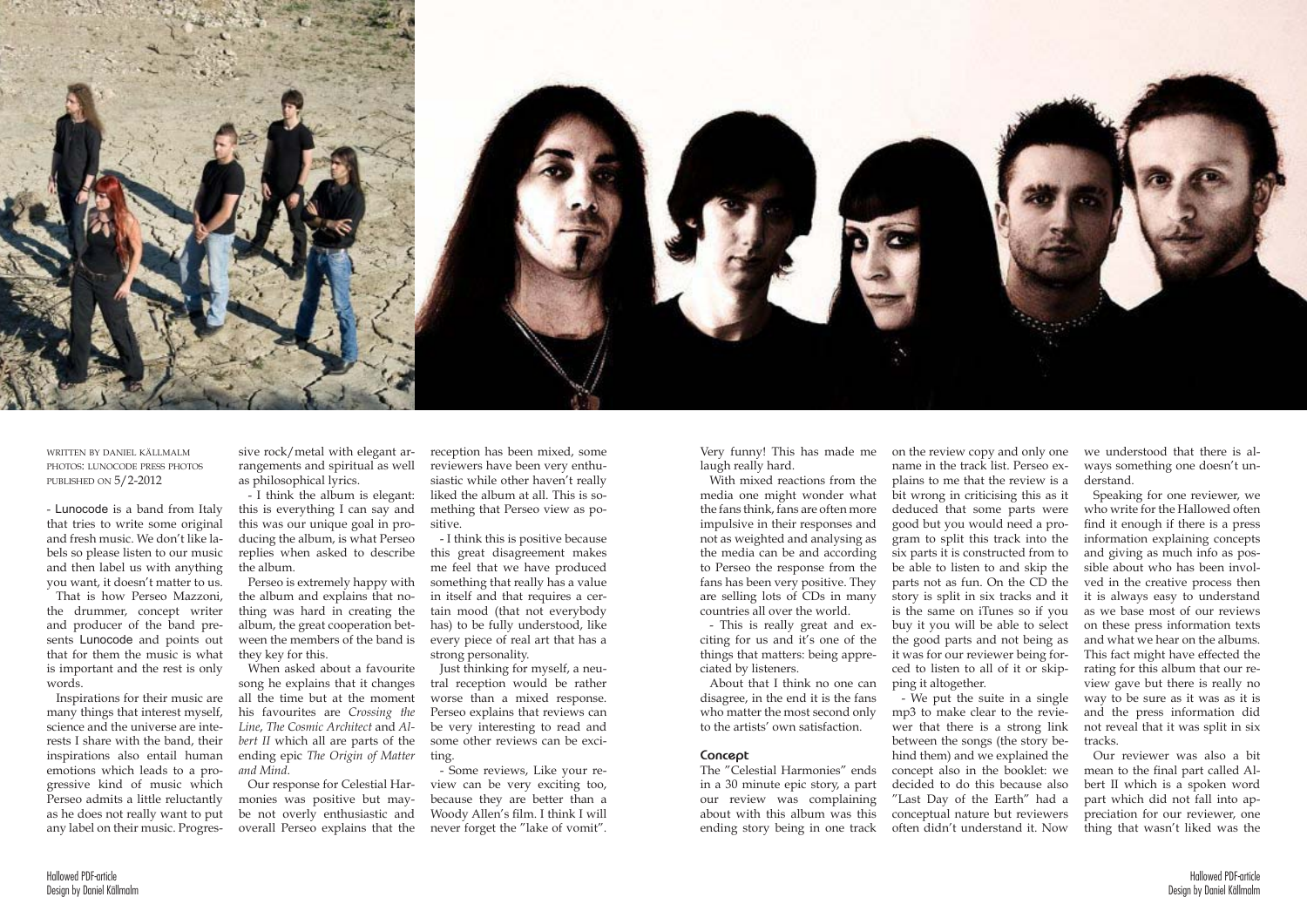WRITTEN BY DANIEL KÄLLMALM
PHOTOS: LUNOCODE PRESS PHOTOS
PUBLISHED ON 5/2-2012

- Lunocode is a band from Italy that tries to write some original and fresh music. We don't like labels so please listen to our music and then label us with anything you want, it doesn't matter to us.

That is how Perseo Mazzoni, the drummer, concept writer and producer of the band presents Lunocode and points out that for them the music is what is important and the rest is only words.

Inspirations for their music are many things that interest myself, science and the universe are interests I share with the band, their inspirations also entail human emotions which leads to a progressive kind of music which Perseo admits a little reluctantly as he does not really want to put any label on their music. Progressive rock/metal with elegant arrangements and spiritual as well as philosophical lyrics.

- I think the album is elegant: this is everything I can say and this was our unique goal in producing the album, is what Perseo replies when asked to describe the album.

Perseo is extremely happy with the album and explains that nothing was hard in creating the album, the great cooperation between the members of the band is they key for this.

When asked about a favourite song he explains that it changes all the time but at the moment his favourites are *Crossing the Line*, *The Cosmic Architect* and *Albert II* which all are parts of the ending epic *The Origin of Matter and Mind*.

Our response for Celestial Harmonies was positive but maybe not overly enthusiastic and overall Perseo explains that the reception has been mixed, some reviewers have been very enthusiastic while other haven't really liked the album at all. This is something that Perseo view as positive.

- I think this is positive because this great disagreement makes me feel that we have produced something that really has a value in itself and that requires a certain mood (that not everybody has) to be fully understood, like every piece of real art that has a strong personality.

Just thinking for myself, a neutral reception would be rather worse than a mixed response. Perseo explains that reviews can be very interesting to read and some other reviews can be exciting.

- Some reviews, Like your review can be very exciting too, because they are better than a Woody Allen's film. I think I will never forget the "lake of vomit".

Very funny! This has made me laugh really hard.

With mixed reactions from the media one might wonder what the fans think, fans are often more impulsive in their responses and not as weighted and analysing as the media can be and according to Perseo the response from the fans has been very positive. They are selling lots of CDs in many countries all over the world.

- This is really great and exciting for us and it's one of the things that matters: being appreciated by listeners.

About that I think no one can disagree, in the end it is the fans who matter the most second only to the artists' own satisfaction.

## Concept

The "Celestial Harmonies" ends in a 30 minute epic story, a part our review was complaining about with this album was this ending story being in one track on the review copy and only one name in the track list. Perseo explains to me that the review is a bit wrong in criticising this as it deduced that some parts were good but you would need a program to split this track into the six parts it is constructed from to be able to listen to and skip the parts not as fun. On the CD the story is split in six tracks and it is the same on iTunes so if you buy it you will be able to select the good parts and not being as it was for our reviewer being forced to listen to all of it or skipping it altogether.

- We put the suite in a single mp3 to make clear to the reviewer that there is a strong link between the songs (the story behind them) and we explained the concept also in the booklet: we decided to do this because also "Last Day of the Earth" had a conceptual nature but reviewers often didn't understand it. Now we understood that there is always something one doesn't understand.

Speaking for one reviewer, we who write for the Hallowed often find it enough if there is a press information explaining concepts and giving as much info as possible about who has been involved in the creative process then it is always easy to understand as we base most of our reviews on these press information texts and what we hear on the albums. This fact might have effected the rating for this album that our review gave but there is really no way to be sure as it was as it is and the press information did not reveal that it was split in six tracks.

Our reviewer was also a bit mean to the final part called Albert II which is a spoken word part which did not fall into appreciation for our reviewer, one thing that wasn't liked was the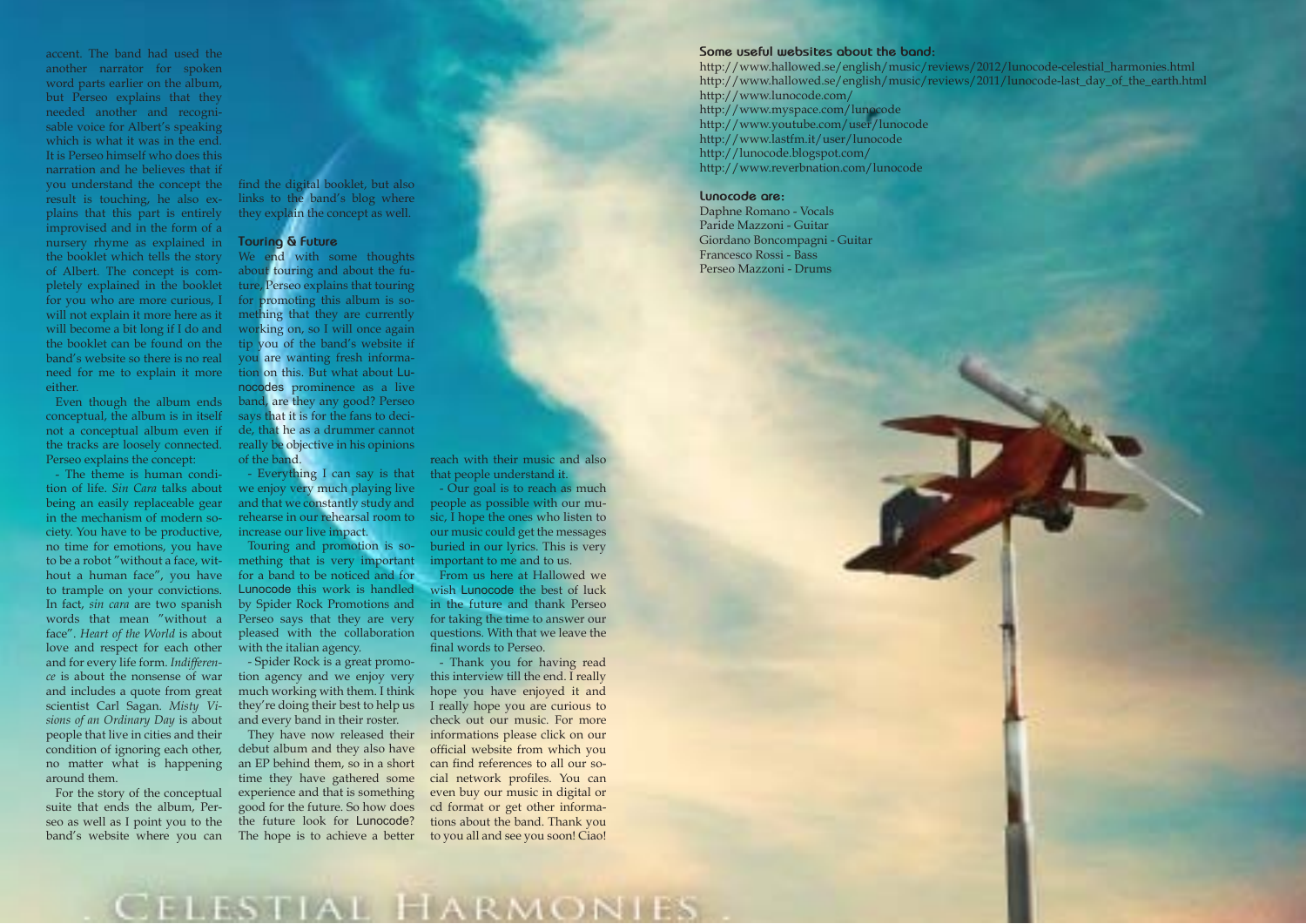accent. The band had used the another narrator for spoken word parts earlier on the album, but Perseo explains that they needed another and recognisable voice for Albert's speaking which is what it was in the end. It is Perseo himself who does this narration and he believes that if you understand the concept the result is touching, he also explains that this part is entirely improvised and in the form of a nursery rhyme as explained in the booklet which tells the story of Albert. The concept is completely explained in the booklet for you who are more curious, I will not explain it more here as it will become a bit long if I do and the booklet can be found on the band's website so there is no real need for me to explain it more either.

Even though the album ends conceptual, the album is in itself not a conceptual album even if the tracks are loosely connected. Perseo explains the concept:

- The theme is human condition of life. *Sin Cara* talks about being an easily replaceable gear in the mechanism of modern society. You have to be productive, no time for emotions, you have to be a robot "without a face, without a human face", you have to trample on your convictions. In fact, *sin cara* are two spanish words that mean "without a face". *Heart of the World* is about love and respect for each other and for every life form. *Indifference* is about the nonsense of war and includes a quote from great scientist Carl Sagan. *Misty Visions of an Ordinary Day* is about people that live in cities and their condition of ignoring each other, no matter what is happening around them.

For the story of the conceptual suite that ends the album, Perseo as well as I point you to the band's website where you can find the digital booklet, but also links to the band's blog where they explain the concept as well.

### Touring & Future

We end with some thoughts about touring and about the future, Perseo explains that touring for promoting this album is something that they are currently working on, so I will once again tip you of the band's website if you are wanting fresh information on this. But what about Lunocodes prominence as a live band, are they any good? Perseo says that it is for the fans to decide, that he as a drummer cannot really be objective in his opinions of the band.

- Everything I can say is that we enjoy very much playing live and that we constantly study and rehearse in our rehearsal room to increase our live impact.

Touring and promotion is something that is very important for a band to be noticed and for Lunocode this work is handled by Spider Rock Promotions and Perseo says that they are very pleased with the collaboration with the italian agency.

- Spider Rock is a great promotion agency and we enjoy very much working with them. I think they're doing their best to help us and every band in their roster.

They have now released their debut album and they also have an EP behind them, so in a short time they have gathered some experience and that is something good for the future. So how does the future look for Lunocode? The hope is to achieve a better reach with their music and also that people understand it.

- Our goal is to reach as much people as possible with our music, I hope the ones who listen to our music could get the messages buried in our lyrics. This is very important to me and to us.

From us here at Hallowed we wish Lunocode the best of luck in the future and thank Perseo for taking the time to answer our questions. With that we leave the final words to Perseo.

- Thank you for having read this interview till the end. I really hope you have enjoyed it and I really hope you are curious to check out our music. For more informations please click on our official website from which you can find references to all our social network profiles. You can even buy our music in digital or cd format or get other informations about the band. Thank you to you all and see you soon! Ciao!

### Some useful websites about the band:

http://www.hallowed.se/english/music/reviews/2012/lunocode-celestial_harmonies.html
http://www.hallowed.se/english/music/reviews/2011/lunocode-last_day_of_the_earth.html
http://www.lunocode.com/
http://www.myspace.com/lunocode
http://www.youtube.com/user/lunocode
http://www.lastfm.it/user/lunocode
http://lunocode.blogspot.com/
http://www.reverbnation.com/lunocode

### Lunocode are:

Daphne Romano - Vocals
Paride Mazzoni - Guitar
Giordano Boncompagni - Guitar
Francesco Rossi - Bass
Perseo Mazzoni - Drums

Celestial Harmonies